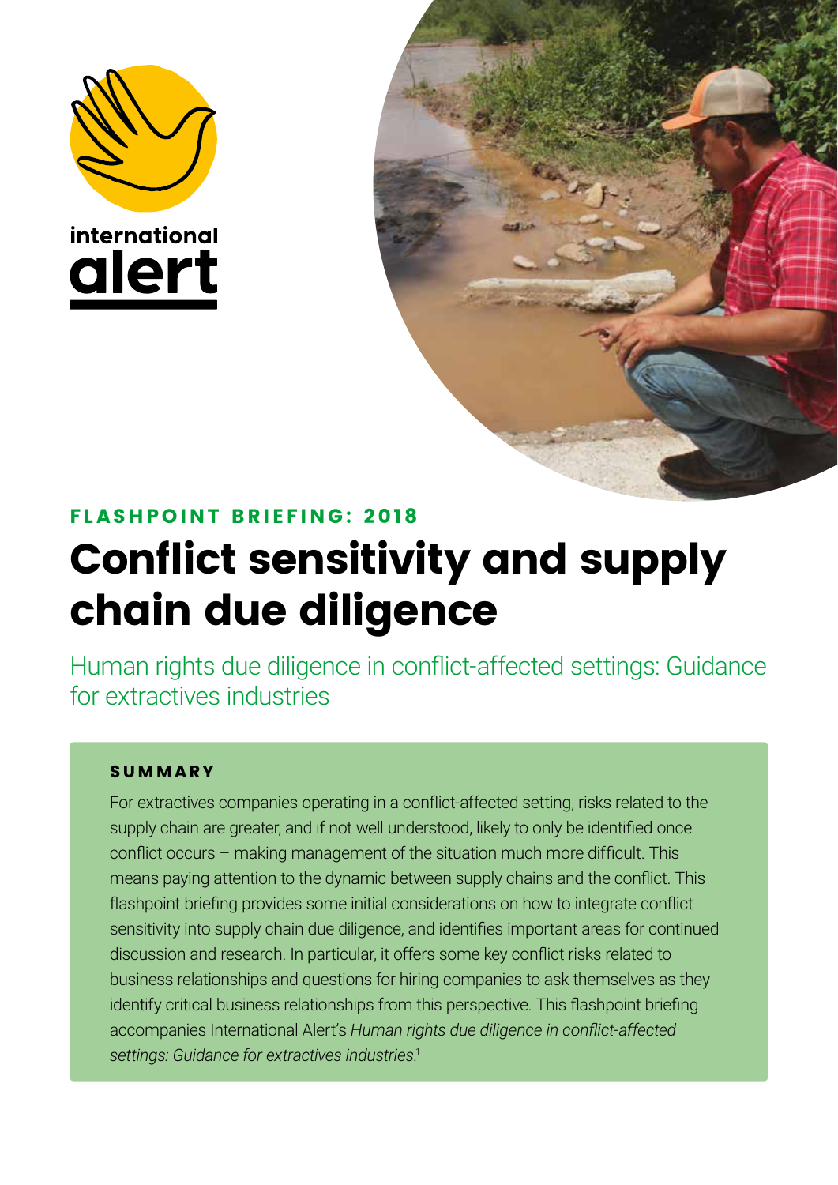international alert

FLASHPOINT BRIEFING: 2018

# Conflict sensitivity and supply chain due diligence

## Human rights due diligence in conflict-affected settings: Guidance for extractives industries

### SUMMARY

For extractives companies operating in a conflict-affected setting, risks related to the supply chain are greater, and if not well understood, likely to only be identified once conflict occurs – making management of the situation much more difficult. This means paying attention to the dynamic between supply chains and the conflict. This flashpoint briefing provides some initial considerations on how to integrate conflict sensitivity into supply chain due diligence, and identifies important areas for continued discussion and research. In particular, it offers some key conflict risks related to business relationships and questions for hiring companies to ask themselves as they identify critical business relationships from this perspective. This flashpoint briefing accompanies International Alert's *Human rights due diligence in conflict-affected settings: Guidance for extractives industries*.[1]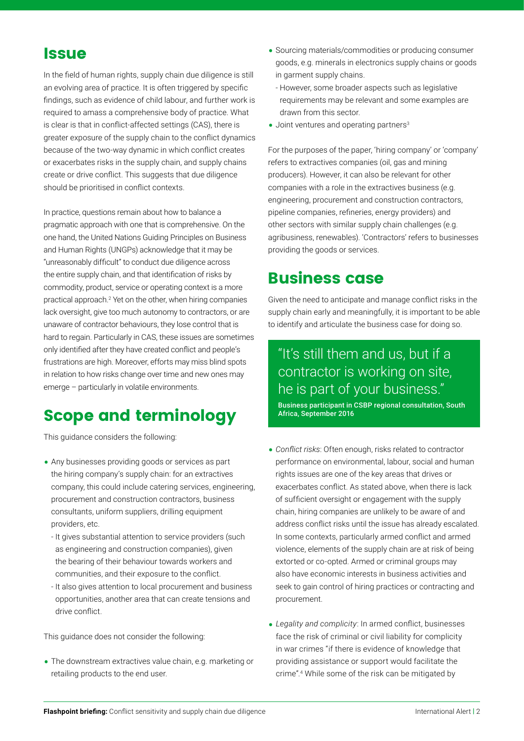## Issue

In the field of human rights, supply chain due diligence is still an evolving area of practice. It is often triggered by specific findings, such as evidence of child labour, and further work is required to amass a comprehensive body of practice. What is clear is that in conflict-affected settings (CAS), there is greater exposure of the supply chain to the conflict dynamics because of the two-way dynamic in which conflict creates or exacerbates risks in the supply chain, and supply chains create or drive conflict. This suggests that due diligence should be prioritised in conflict contexts.

In practice, questions remain about how to balance a pragmatic approach with one that is comprehensive. On the one hand, the United Nations Guiding Principles on Business and Human Rights (UNGPs) acknowledge that it may be "unreasonably difficult" to conduct due diligence across the entire supply chain, and that identification of risks by commodity, product, service or operating context is a more practical approach.[2] Yet on the other, when hiring companies lack oversight, give too much autonomy to contractors, or are unaware of contractor behaviours, they lose control that is hard to regain. Particularly in CAS, these issues are sometimes only identified after they have created conflict and people's frustrations are high. Moreover, efforts may miss blind spots in relation to how risks change over time and new ones may emerge – particularly in volatile environments.

## Scope and terminology

This guidance considers the following:

- Any businesses providing goods or services as part the hiring company's supply chain: for an extractives company, this could include catering services, engineering, procurement and construction contractors, business consultants, uniform suppliers, drilling equipment providers, etc.
  - It gives substantial attention to service providers (such as engineering and construction companies), given the bearing of their behaviour towards workers and communities, and their exposure to the conflict.
  - It also gives attention to local procurement and business opportunities, another area that can create tensions and drive conflict.

This guidance does not consider the following:

- The downstream extractives value chain, e.g. marketing or retailing products to the end user.
- Sourcing materials/commodities or producing consumer goods, e.g. minerals in electronics supply chains or goods in garment supply chains.
  - However, some broader aspects such as legislative requirements may be relevant and some examples are drawn from this sector.
- Joint ventures and operating partners[3]

For the purposes of the paper, 'hiring company' or 'company' refers to extractives companies (oil, gas and mining producers). However, it can also be relevant for other companies with a role in the extractives business (e.g. engineering, procurement and construction contractors, pipeline companies, refineries, energy providers) and other sectors with similar supply chain challenges (e.g. agribusiness, renewables). 'Contractors' refers to businesses providing the goods or services.

## Business case

Given the need to anticipate and manage conflict risks in the supply chain early and meaningfully, it is important to be able to identify and articulate the business case for doing so.

> "It's still them and us, but if a contractor is working on site, he is part of your business."
>
> **Business participant in CSBP regional consultation, South Africa, September 2016**

- *Conflict risks*: Often enough, risks related to contractor performance on environmental, labour, social and human rights issues are one of the key areas that drives or exacerbates conflict. As stated above, when there is lack of sufficient oversight or engagement with the supply chain, hiring companies are unlikely to be aware of and address conflict risks until the issue has already escalated. In some contexts, particularly armed conflict and armed violence, elements of the supply chain are at risk of being extorted or co-opted. Armed or criminal groups may also have economic interests in business activities and seek to gain control of hiring practices or contracting and procurement.

- *Legality and complicity*: In armed conflict, businesses face the risk of criminal or civil liability for complicity in war crimes "if there is evidence of knowledge that providing assistance or support would facilitate the crime".[4] While some of the risk can be mitigated by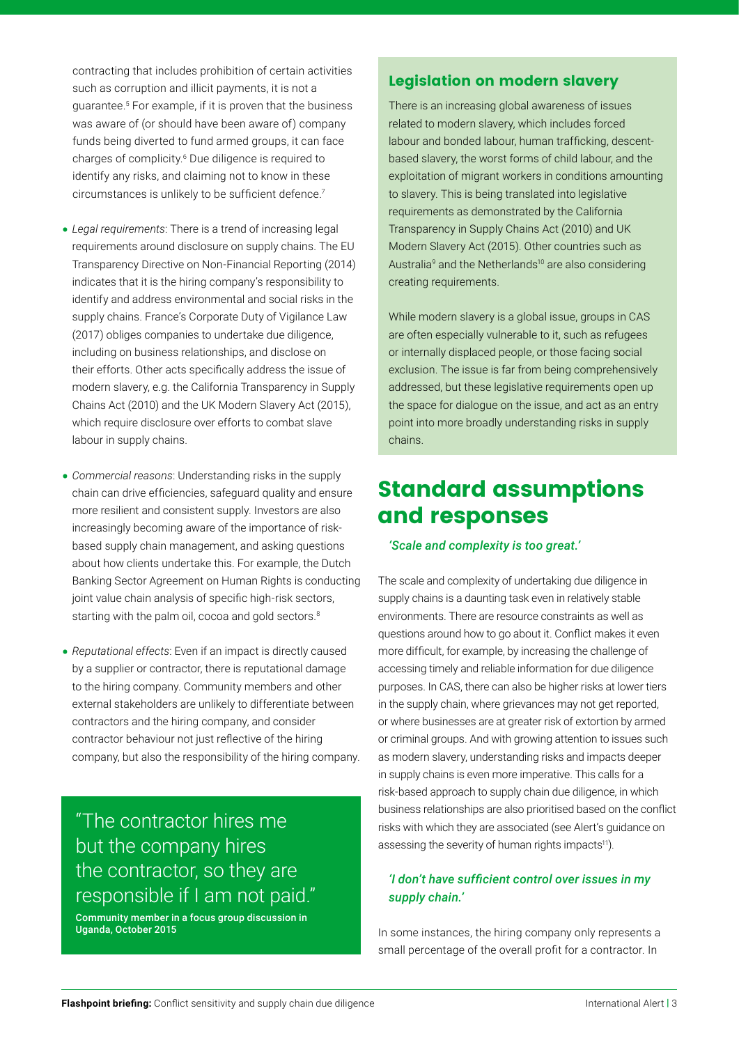contracting that includes prohibition of certain activities such as corruption and illicit payments, it is not a guarantee.[5] For example, if it is proven that the business was aware of (or should have been aware of) company funds being diverted to fund armed groups, it can face charges of complicity.[6] Due diligence is required to identify any risks, and claiming not to know in these circumstances is unlikely to be sufficient defence.[7]

- *Legal requirements*: There is a trend of increasing legal requirements around disclosure on supply chains. The EU Transparency Directive on Non-Financial Reporting (2014) indicates that it is the hiring company's responsibility to identify and address environmental and social risks in the supply chains. France's Corporate Duty of Vigilance Law (2017) obliges companies to undertake due diligence, including on business relationships, and disclose on their efforts. Other acts specifically address the issue of modern slavery, e.g. the California Transparency in Supply Chains Act (2010) and the UK Modern Slavery Act (2015), which require disclosure over efforts to combat slave labour in supply chains.
- *Commercial reasons*: Understanding risks in the supply chain can drive efficiencies, safeguard quality and ensure more resilient and consistent supply. Investors are also increasingly becoming aware of the importance of risk-based supply chain management, and asking questions about how clients undertake this. For example, the Dutch Banking Sector Agreement on Human Rights is conducting joint value chain analysis of specific high-risk sectors, starting with the palm oil, cocoa and gold sectors.[8]
- *Reputational effects*: Even if an impact is directly caused by a supplier or contractor, there is reputational damage to the hiring company. Community members and other external stakeholders are unlikely to differentiate between contractors and the hiring company, and consider contractor behaviour not just reflective of the hiring company, but also the responsibility of the hiring company.

> "The contractor hires me but the company hires the contractor, so they are responsible if I am not paid."
>
> **Community member in a focus group discussion in Uganda, October 2015**

### Legislation on modern slavery

There is an increasing global awareness of issues related to modern slavery, which includes forced labour and bonded labour, human trafficking, descent-based slavery, the worst forms of child labour, and the exploitation of migrant workers in conditions amounting to slavery. This is being translated into legislative requirements as demonstrated by the California Transparency in Supply Chains Act (2010) and UK Modern Slavery Act (2015). Other countries such as Australia[9] and the Netherlands[10] are also considering creating requirements.

While modern slavery is a global issue, groups in CAS are often especially vulnerable to it, such as refugees or internally displaced people, or those facing social exclusion. The issue is far from being comprehensively addressed, but these legislative requirements open up the space for dialogue on the issue, and act as an entry point into more broadly understanding risks in supply chains.

## Standard assumptions and responses

***'Scale and complexity is too great.'***

The scale and complexity of undertaking due diligence in supply chains is a daunting task even in relatively stable environments. There are resource constraints as well as questions around how to go about it. Conflict makes it even more difficult, for example, by increasing the challenge of accessing timely and reliable information for due diligence purposes. In CAS, there can also be higher risks at lower tiers in the supply chain, where grievances may not get reported, or where businesses are at greater risk of extortion by armed or criminal groups. And with growing attention to issues such as modern slavery, understanding risks and impacts deeper in supply chains is even more imperative. This calls for a risk-based approach to supply chain due diligence, in which business relationships are also prioritised based on the conflict risks with which they are associated (see Alert's guidance on assessing the severity of human rights impacts[11]).

***'I don't have sufficient control over issues in my supply chain.'***

In some instances, the hiring company only represents a small percentage of the overall profit for a contractor. In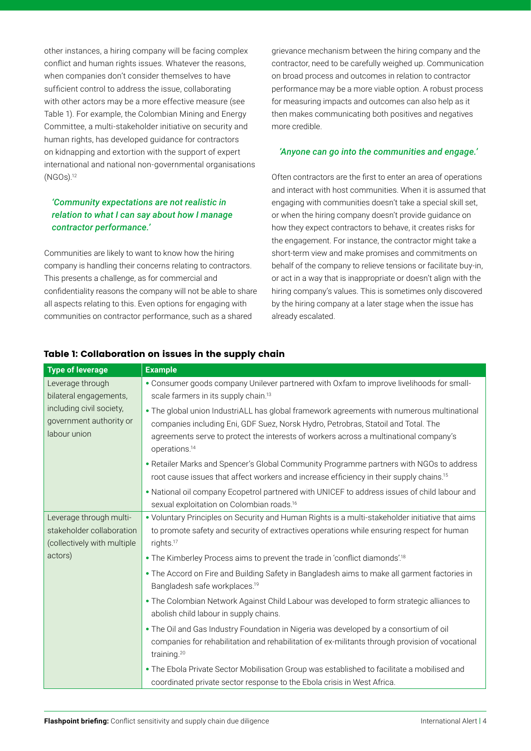other instances, a hiring company will be facing complex conflict and human rights issues. Whatever the reasons, when companies don't consider themselves to have sufficient control to address the issue, collaborating with other actors may be a more effective measure (see Table 1). For example, the Colombian Mining and Energy Committee, a multi-stakeholder initiative on security and human rights, has developed guidance for contractors on kidnapping and extortion with the support of expert international and national non-governmental organisations (NGOs).[12]

***'Community expectations are not realistic in relation to what I can say about how I manage contractor performance.'***

Communities are likely to want to know how the hiring company is handling their concerns relating to contractors. This presents a challenge, as for commercial and confidentiality reasons the company will not be able to share all aspects relating to this. Even options for engaging with communities on contractor performance, such as a shared grievance mechanism between the hiring company and the contractor, need to be carefully weighed up. Communication on broad process and outcomes in relation to contractor performance may be a more viable option. A robust process for measuring impacts and outcomes can also help as it then makes communicating both positives and negatives more credible.

***'Anyone can go into the communities and engage.'***

Often contractors are the first to enter an area of operations and interact with host communities. When it is assumed that engaging with communities doesn't take a special skill set, or when the hiring company doesn't provide guidance on how they expect contractors to behave, it creates risks for the engagement. For instance, the contractor might take a short-term view and make promises and commitments on behalf of the company to relieve tensions or facilitate buy-in, or act in a way that is inappropriate or doesn't align with the hiring company's values. This is sometimes only discovered by the hiring company at a later stage when the issue has already escalated.

**Table 1: Collaboration on issues in the supply chain**

| Type of leverage | Example |
|---|---|
| Leverage through bilateral engagements, including civil society, government authority or labour union | • Consumer goods company Unilever partnered with Oxfam to improve livelihoods for small-scale farmers in its supply chain.[13]<br>• The global union IndustriALL has global framework agreements with numerous multinational companies including Eni, GDF Suez, Norsk Hydro, Petrobras, Statoil and Total. The agreements serve to protect the interests of workers across a multinational company's operations.[14]<br>• Retailer Marks and Spencer's Global Community Programme partners with NGOs to address root cause issues that affect workers and increase efficiency in their supply chains.[15]<br>• National oil company Ecopetrol partnered with UNICEF to address issues of child labour and sexual exploitation on Colombian roads.[16] |
| Leverage through multi-stakeholder collaboration (collectively with multiple actors) | • Voluntary Principles on Security and Human Rights is a multi-stakeholder initiative that aims to promote safety and security of extractives operations while ensuring respect for human rights.[17]<br>• The Kimberley Process aims to prevent the trade in 'conflict diamonds'.[18]<br>• The Accord on Fire and Building Safety in Bangladesh aims to make all garment factories in Bangladesh safe workplaces.[19]<br>• The Colombian Network Against Child Labour was developed to form strategic alliances to abolish child labour in supply chains.<br>• The Oil and Gas Industry Foundation in Nigeria was developed by a consortium of oil companies for rehabilitation and rehabilitation of ex-militants through provision of vocational training.[20]<br>• The Ebola Private Sector Mobilisation Group was established to facilitate a mobilised and coordinated private sector response to the Ebola crisis in West Africa. |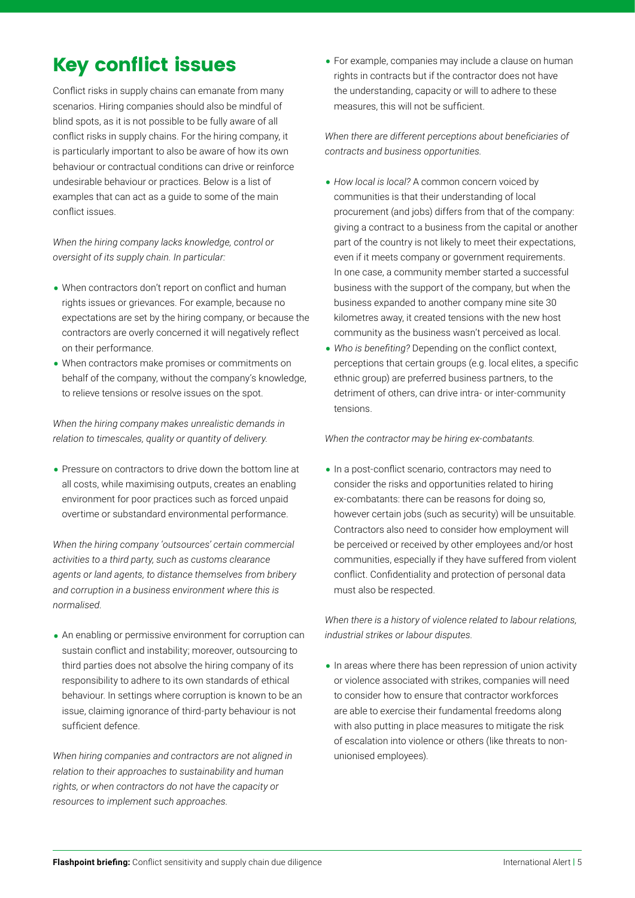# Key conflict issues

Conflict risks in supply chains can emanate from many scenarios. Hiring companies should also be mindful of blind spots, as it is not possible to be fully aware of all conflict risks in supply chains. For the hiring company, it is particularly important to also be aware of how its own behaviour or contractual conditions can drive or reinforce undesirable behaviour or practices. Below is a list of examples that can act as a guide to some of the main conflict issues.

*When the hiring company lacks knowledge, control or oversight of its supply chain. In particular:*

- When contractors don't report on conflict and human rights issues or grievances. For example, because no expectations are set by the hiring company, or because the contractors are overly concerned it will negatively reflect on their performance.
- When contractors make promises or commitments on behalf of the company, without the company's knowledge, to relieve tensions or resolve issues on the spot.

*When the hiring company makes unrealistic demands in relation to timescales, quality or quantity of delivery.*

- Pressure on contractors to drive down the bottom line at all costs, while maximising outputs, creates an enabling environment for poor practices such as forced unpaid overtime or substandard environmental performance.

*When the hiring company 'outsources' certain commercial activities to a third party, such as customs clearance agents or land agents, to distance themselves from bribery and corruption in a business environment where this is normalised.*

- An enabling or permissive environment for corruption can sustain conflict and instability; moreover, outsourcing to third parties does not absolve the hiring company of its responsibility to adhere to its own standards of ethical behaviour. In settings where corruption is known to be an issue, claiming ignorance of third-party behaviour is not sufficient defence.

*When hiring companies and contractors are not aligned in relation to their approaches to sustainability and human rights, or when contractors do not have the capacity or resources to implement such approaches.*

- For example, companies may include a clause on human rights in contracts but if the contractor does not have the understanding, capacity or will to adhere to these measures, this will not be sufficient.

*When there are different perceptions about beneficiaries of contracts and business opportunities.*

- *How local is local?* A common concern voiced by communities is that their understanding of local procurement (and jobs) differs from that of the company: giving a contract to a business from the capital or another part of the country is not likely to meet their expectations, even if it meets company or government requirements. In one case, a community member started a successful business with the support of the company, but when the business expanded to another company mine site 30 kilometres away, it created tensions with the new host community as the business wasn't perceived as local.
- *Who is benefiting?* Depending on the conflict context, perceptions that certain groups (e.g. local elites, a specific ethnic group) are preferred business partners, to the detriment of others, can drive intra- or inter-community tensions.

*When the contractor may be hiring ex-combatants.*

- In a post-conflict scenario, contractors may need to consider the risks and opportunities related to hiring ex-combatants: there can be reasons for doing so, however certain jobs (such as security) will be unsuitable. Contractors also need to consider how employment will be perceived or received by other employees and/or host communities, especially if they have suffered from violent conflict. Confidentiality and protection of personal data must also be respected.

*When there is a history of violence related to labour relations, industrial strikes or labour disputes.*

- In areas where there has been repression of union activity or violence associated with strikes, companies will need to consider how to ensure that contractor workforces are able to exercise their fundamental freedoms along with also putting in place measures to mitigate the risk of escalation into violence or others (like threats to non-unionised employees).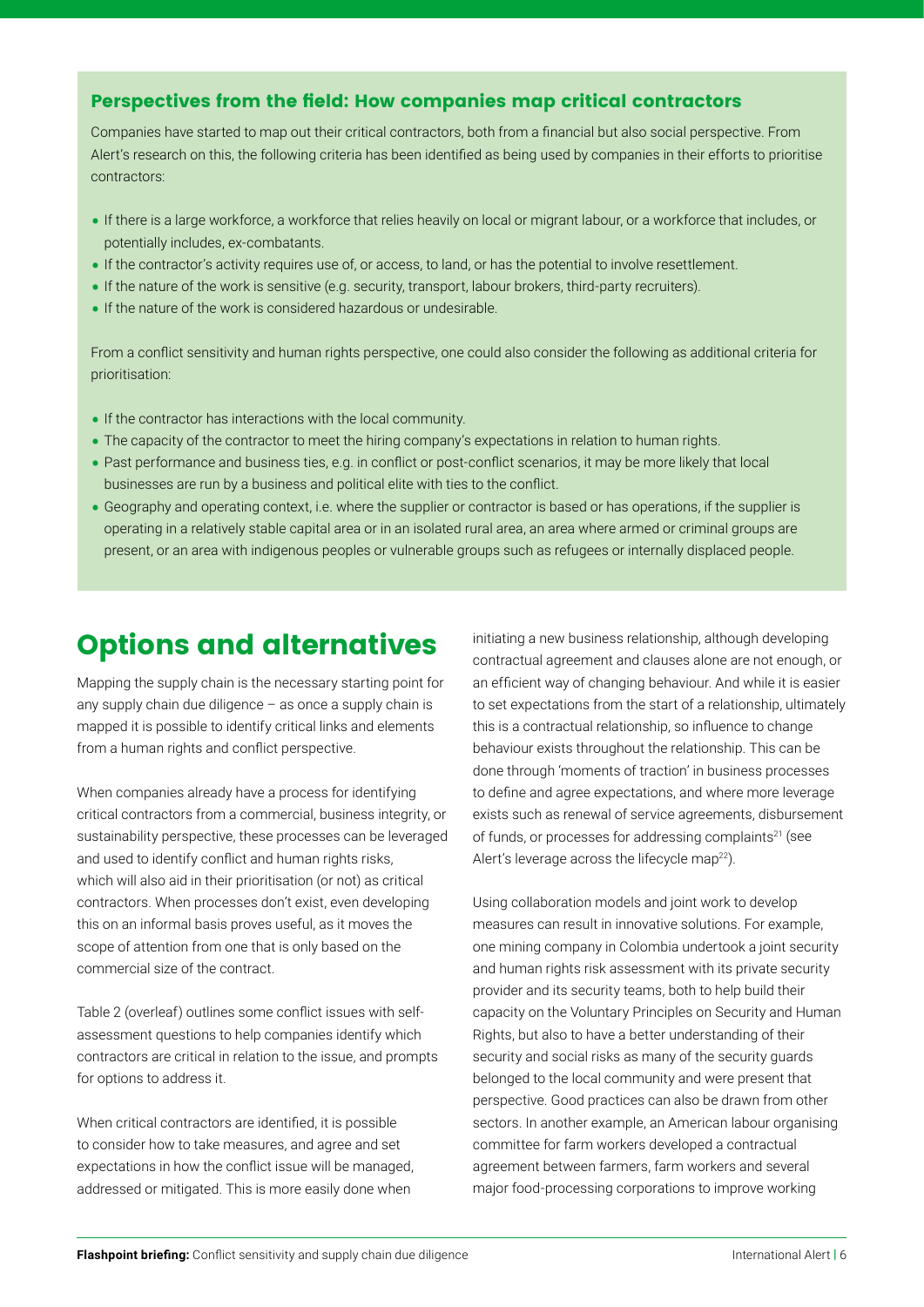### Perspectives from the field: How companies map critical contractors

Companies have started to map out their critical contractors, both from a financial but also social perspective. From Alert's research on this, the following criteria has been identified as being used by companies in their efforts to prioritise contractors:

- If there is a large workforce, a workforce that relies heavily on local or migrant labour, or a workforce that includes, or potentially includes, ex-combatants.
- If the contractor's activity requires use of, or access, to land, or has the potential to involve resettlement.
- If the nature of the work is sensitive (e.g. security, transport, labour brokers, third-party recruiters).
- If the nature of the work is considered hazardous or undesirable.

From a conflict sensitivity and human rights perspective, one could also consider the following as additional criteria for prioritisation:

- If the contractor has interactions with the local community.
- The capacity of the contractor to meet the hiring company's expectations in relation to human rights.
- Past performance and business ties, e.g. in conflict or post-conflict scenarios, it may be more likely that local businesses are run by a business and political elite with ties to the conflict.
- Geography and operating context, i.e. where the supplier or contractor is based or has operations, if the supplier is operating in a relatively stable capital area or in an isolated rural area, an area where armed or criminal groups are present, or an area with indigenous peoples or vulnerable groups such as refugees or internally displaced people.

## Options and alternatives

Mapping the supply chain is the necessary starting point for any supply chain due diligence – as once a supply chain is mapped it is possible to identify critical links and elements from a human rights and conflict perspective.

When companies already have a process for identifying critical contractors from a commercial, business integrity, or sustainability perspective, these processes can be leveraged and used to identify conflict and human rights risks, which will also aid in their prioritisation (or not) as critical contractors. When processes don't exist, even developing this on an informal basis proves useful, as it moves the scope of attention from one that is only based on the commercial size of the contract.

Table 2 (overleaf) outlines some conflict issues with self-assessment questions to help companies identify which contractors are critical in relation to the issue, and prompts for options to address it.

When critical contractors are identified, it is possible to consider how to take measures, and agree and set expectations in how the conflict issue will be managed, addressed or mitigated. This is more easily done when initiating a new business relationship, although developing contractual agreement and clauses alone are not enough, or an efficient way of changing behaviour. And while it is easier to set expectations from the start of a relationship, ultimately this is a contractual relationship, so influence to change behaviour exists throughout the relationship. This can be done through 'moments of traction' in business processes to define and agree expectations, and where more leverage exists such as renewal of service agreements, disbursement of funds, or processes for addressing complaints[21] (see Alert's leverage across the lifecycle map[22]).

Using collaboration models and joint work to develop measures can result in innovative solutions. For example, one mining company in Colombia undertook a joint security and human rights risk assessment with its private security provider and its security teams, both to help build their capacity on the Voluntary Principles on Security and Human Rights, but also to have a better understanding of their security and social risks as many of the security guards belonged to the local community and were present that perspective. Good practices can also be drawn from other sectors. In another example, an American labour organising committee for farm workers developed a contractual agreement between farmers, farm workers and several major food-processing corporations to improve working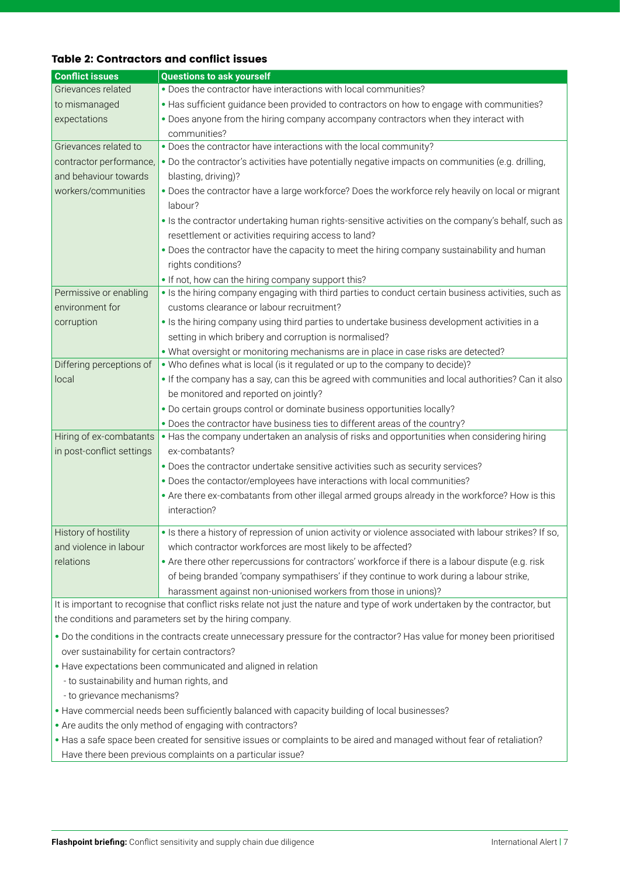### Table 2: Contractors and conflict issues

| Conflict issues | Questions to ask yourself |
|---|---|
| Grievances related to mismanaged expectations | • Does the contractor have interactions with local communities?<br>• Has sufficient guidance been provided to contractors on how to engage with communities?<br>• Does anyone from the hiring company accompany contractors when they interact with communities? |
| Grievances related to contractor performance, and behaviour towards workers/communities | • Does the contractor have interactions with the local community?<br>• Do the contractor's activities have potentially negative impacts on communities (e.g. drilling, blasting, driving)?<br>• Does the contractor have a large workforce? Does the workforce rely heavily on local or migrant labour?<br>• Is the contractor undertaking human rights-sensitive activities on the company's behalf, such as resettlement or activities requiring access to land?<br>• Does the contractor have the capacity to meet the hiring company sustainability and human rights conditions?<br>• If not, how can the hiring company support this? |
| Permissive or enabling environment for corruption | • Is the hiring company engaging with third parties to conduct certain business activities, such as customs clearance or labour recruitment?<br>• Is the hiring company using third parties to undertake business development activities in a setting in which bribery and corruption is normalised?<br>• What oversight or monitoring mechanisms are in place in case risks are detected? |
| Differing perceptions of local | • Who defines what is local (is it regulated or up to the company to decide)?<br>• If the company has a say, can this be agreed with communities and local authorities? Can it also be monitored and reported on jointly?<br>• Do certain groups control or dominate business opportunities locally?<br>• Does the contractor have business ties to different areas of the country? |
| Hiring of ex-combatants in post-conflict settings | • Has the company undertaken an analysis of risks and opportunities when considering hiring ex-combatants?<br>• Does the contractor undertake sensitive activities such as security services?<br>• Does the contactor/employees have interactions with local communities?<br>• Are there ex-combatants from other illegal armed groups already in the workforce? How is this interaction? |
| History of hostility and violence in labour relations | • Is there a history of repression of union activity or violence associated with labour strikes? If so, which contractor workforces are most likely to be affected?<br>• Are there other repercussions for contractors' workforce if there is a labour dispute (e.g. risk of being branded 'company sympathisers' if they continue to work during a labour strike, harassment against non-unionised workers from those in unions)? |

It is important to recognise that conflict risks relate not just the nature and type of work undertaken by the contractor, but the conditions and parameters set by the hiring company.

- Do the conditions in the contracts create unnecessary pressure for the contractor? Has value for money been prioritised over sustainability for certain contractors?
- Have expectations been communicated and aligned in relation
  - to sustainability and human rights, and
  - to grievance mechanisms?
- Have commercial needs been sufficiently balanced with capacity building of local businesses?
- Are audits the only method of engaging with contractors?
- Has a safe space been created for sensitive issues or complaints to be aired and managed without fear of retaliation? Have there been previous complaints on a particular issue?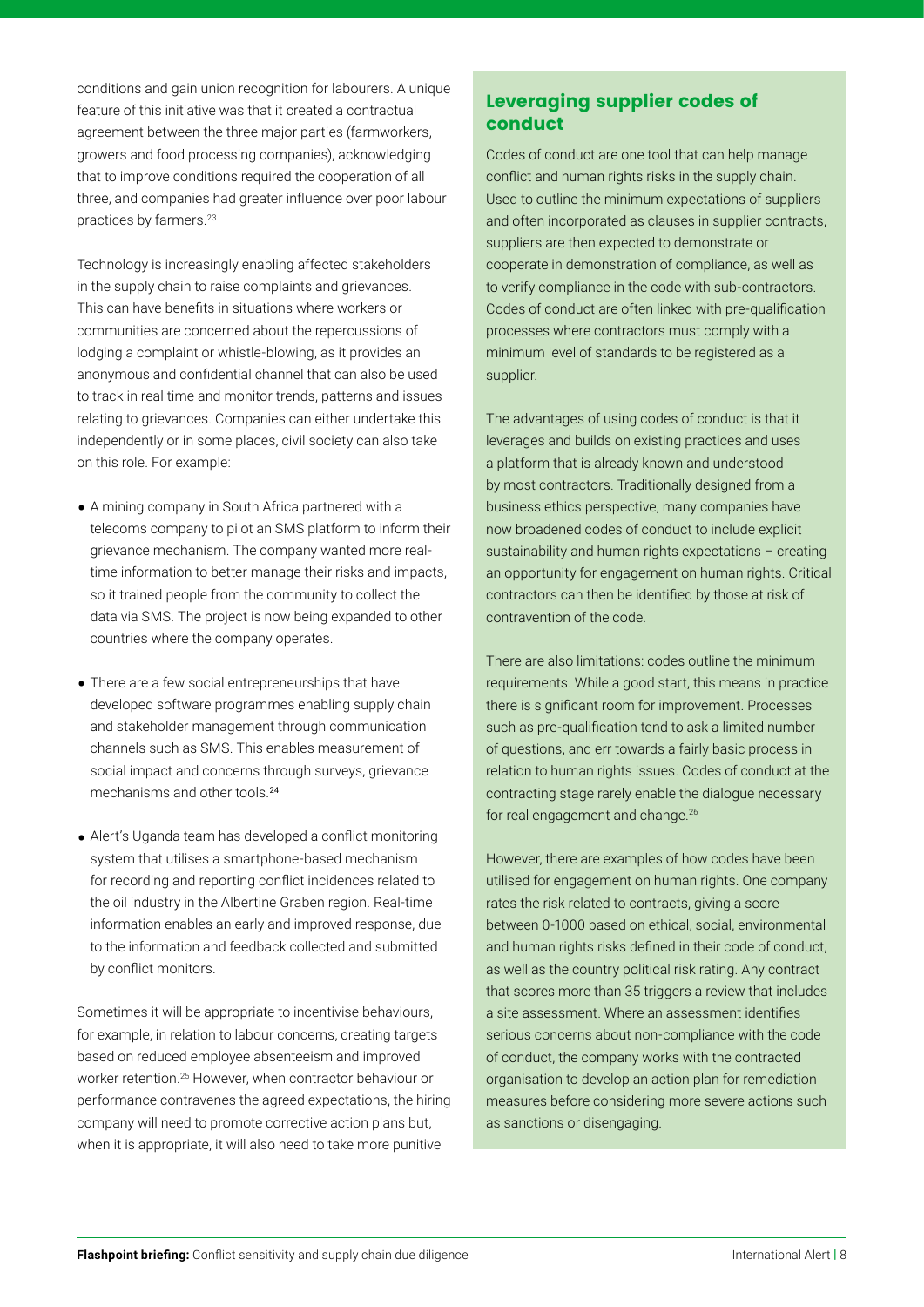conditions and gain union recognition for labourers. A unique feature of this initiative was that it created a contractual agreement between the three major parties (farmworkers, growers and food processing companies), acknowledging that to improve conditions required the cooperation of all three, and companies had greater influence over poor labour practices by farmers.[23]

Technology is increasingly enabling affected stakeholders in the supply chain to raise complaints and grievances. This can have benefits in situations where workers or communities are concerned about the repercussions of lodging a complaint or whistle-blowing, as it provides an anonymous and confidential channel that can also be used to track in real time and monitor trends, patterns and issues relating to grievances. Companies can either undertake this independently or in some places, civil society can also take on this role. For example:

- A mining company in South Africa partnered with a telecoms company to pilot an SMS platform to inform their grievance mechanism. The company wanted more real-time information to better manage their risks and impacts, so it trained people from the community to collect the data via SMS. The project is now being expanded to other countries where the company operates.
- There are a few social entrepreneurships that have developed software programmes enabling supply chain and stakeholder management through communication channels such as SMS. This enables measurement of social impact and concerns through surveys, grievance mechanisms and other tools.[24]
- Alert's Uganda team has developed a conflict monitoring system that utilises a smartphone-based mechanism for recording and reporting conflict incidences related to the oil industry in the Albertine Graben region. Real-time information enables an early and improved response, due to the information and feedback collected and submitted by conflict monitors.

Sometimes it will be appropriate to incentivise behaviours, for example, in relation to labour concerns, creating targets based on reduced employee absenteeism and improved worker retention.[25] However, when contractor behaviour or performance contravenes the agreed expectations, the hiring company will need to promote corrective action plans but, when it is appropriate, it will also need to take more punitive

## Leveraging supplier codes of conduct

Codes of conduct are one tool that can help manage conflict and human rights risks in the supply chain. Used to outline the minimum expectations of suppliers and often incorporated as clauses in supplier contracts, suppliers are then expected to demonstrate or cooperate in demonstration of compliance, as well as to verify compliance in the code with sub-contractors. Codes of conduct are often linked with pre-qualification processes where contractors must comply with a minimum level of standards to be registered as a supplier.

The advantages of using codes of conduct is that it leverages and builds on existing practices and uses a platform that is already known and understood by most contractors. Traditionally designed from a business ethics perspective, many companies have now broadened codes of conduct to include explicit sustainability and human rights expectations – creating an opportunity for engagement on human rights. Critical contractors can then be identified by those at risk of contravention of the code.

There are also limitations: codes outline the minimum requirements. While a good start, this means in practice there is significant room for improvement. Processes such as pre-qualification tend to ask a limited number of questions, and err towards a fairly basic process in relation to human rights issues. Codes of conduct at the contracting stage rarely enable the dialogue necessary for real engagement and change.[26]

However, there are examples of how codes have been utilised for engagement on human rights. One company rates the risk related to contracts, giving a score between 0-1000 based on ethical, social, environmental and human rights risks defined in their code of conduct, as well as the country political risk rating. Any contract that scores more than 35 triggers a review that includes a site assessment. Where an assessment identifies serious concerns about non-compliance with the code of conduct, the company works with the contracted organisation to develop an action plan for remediation measures before considering more severe actions such as sanctions or disengaging.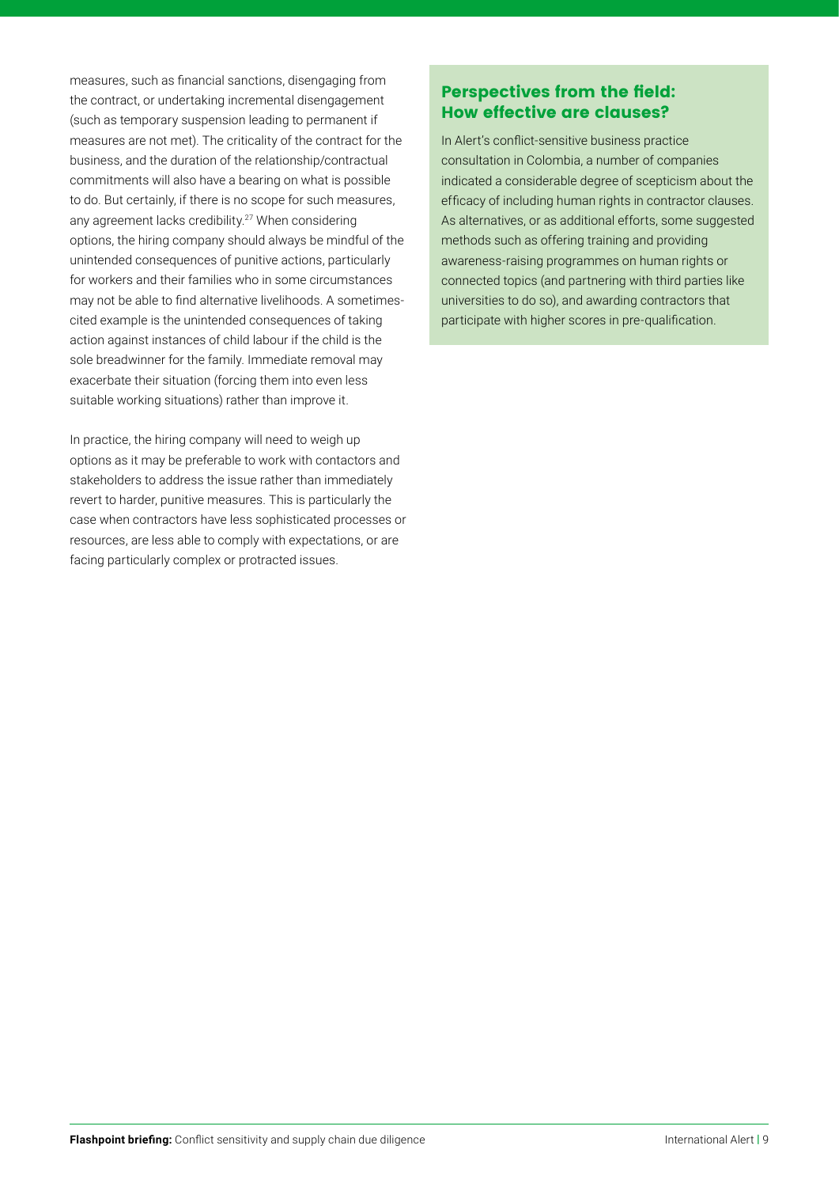measures, such as financial sanctions, disengaging from the contract, or undertaking incremental disengagement (such as temporary suspension leading to permanent if measures are not met). The criticality of the contract for the business, and the duration of the relationship/contractual commitments will also have a bearing on what is possible to do. But certainly, if there is no scope for such measures, any agreement lacks credibility.[27] When considering options, the hiring company should always be mindful of the unintended consequences of punitive actions, particularly for workers and their families who in some circumstances may not be able to find alternative livelihoods. A sometimes-cited example is the unintended consequences of taking action against instances of child labour if the child is the sole breadwinner for the family. Immediate removal may exacerbate their situation (forcing them into even less suitable working situations) rather than improve it.

In practice, the hiring company will need to weigh up options as it may be preferable to work with contactors and stakeholders to address the issue rather than immediately revert to harder, punitive measures. This is particularly the case when contractors have less sophisticated processes or resources, are less able to comply with expectations, or are facing particularly complex or protracted issues.

### Perspectives from the field: How effective are clauses?

In Alert's conflict-sensitive business practice consultation in Colombia, a number of companies indicated a considerable degree of scepticism about the efficacy of including human rights in contractor clauses. As alternatives, or as additional efforts, some suggested methods such as offering training and providing awareness-raising programmes on human rights or connected topics (and partnering with third parties like universities to do so), and awarding contractors that participate with higher scores in pre-qualification.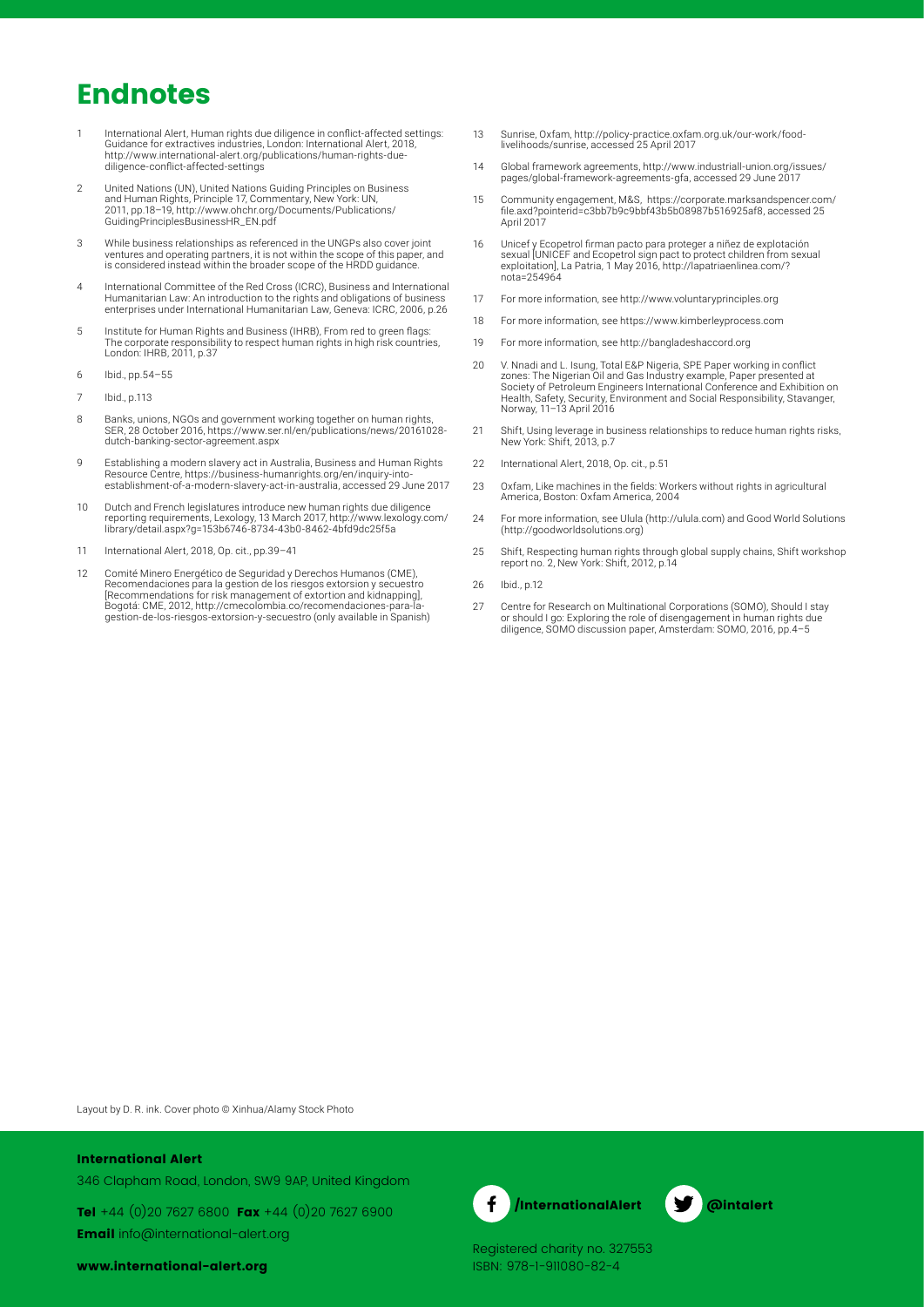# Endnotes

1. International Alert, Human rights due diligence in conflict-affected settings: Guidance for extractives industries, London: International Alert, 2018, http://www.international-alert.org/publications/human-rights-due-diligence-conflict-affected-settings
2. United Nations (UN), United Nations Guiding Principles on Business and Human Rights, Principle 17, Commentary, New York: UN, 2011, pp.18–19, http://www.ohchr.org/Documents/Publications/GuidingPrinciplesBusinessHR_EN.pdf
3. While business relationships as referenced in the UNGPs also cover joint ventures and operating partners, it is not within the scope of this paper, and is considered instead within the broader scope of the HRDD guidance.
4. International Committee of the Red Cross (ICRC), Business and International Humanitarian Law: An introduction to the rights and obligations of business enterprises under International Humanitarian Law, Geneva: ICRC, 2006, p.26
5. Institute for Human Rights and Business (IHRB), From red to green flags: The corporate responsibility to respect human rights in high risk countries, London: IHRB, 2011, p.37
6. Ibid., pp.54–55
7. Ibid., p.113
8. Banks, unions, NGOs and government working together on human rights, SER, 28 October 2016, https://www.ser.nl/en/publications/news/20161028-dutch-banking-sector-agreement.aspx
9. Establishing a modern slavery act in Australia, Business and Human Rights Resource Centre, https://business-humanrights.org/en/inquiry-into-establishment-of-a-modern-slavery-act-in-australia, accessed 29 June 2017
10. Dutch and French legislatures introduce new human rights due diligence reporting requirements, Lexology, 13 March 2017, http://www.lexology.com/library/detail.aspx?g=153b6746-8734-43b0-8462-4bfd9dc25f5a
11. International Alert, 2018, Op. cit., pp.39–41
12. Comité Minero Energético de Seguridad y Derechos Humanos (CME), Recomendaciones para la gestion de los riesgos extorsion y secuestro [Recommendations for risk management of extortion and kidnapping], Bogotá: CME, 2012, http://cmecolombia.co/recomendaciones-para-la-gestion-de-los-riesgos-extorsion-y-secuestro (only available in Spanish)
13. Sunrise, Oxfam, http://policy-practice.oxfam.org.uk/our-work/food-livelihoods/sunrise, accessed 25 April 2017
14. Global framework agreements, http://www.industriall-union.org/issues/pages/global-framework-agreements-gfa, accessed 29 June 2017
15. Community engagement, M&S, https://corporate.marksandspencer.com/file.axd?pointerid=c3bb7b9c9bbf43b5b08987b516925af8, accessed 25 April 2017
16. Unicef y Ecopetrol firman pacto para proteger a niñez de explotación sexual [UNICEF and Ecopetrol sign pact to protect children from sexual exploitation], La Patria, 1 May 2016, http://lapatriaenlinea.com/?nota=254964
17. For more information, see http://www.voluntaryprinciples.org
18. For more information, see https://www.kimberleyprocess.com
19. For more information, see http://bangladeshaccord.org
20. V. Nnadi and L. Isung, Total E&P Nigeria, SPE Paper working in conflict zones: The Nigerian Oil and Gas Industry example, Paper presented at Society of Petroleum Engineers International Conference and Exhibition on Health, Safety, Security, Environment and Social Responsibility, Stavanger, Norway, 11–13 April 2016
21. Shift, Using leverage in business relationships to reduce human rights risks, New York: Shift, 2013, p.7
22. International Alert, 2018, Op. cit., p.51
23. Oxfam, Like machines in the fields: Workers without rights in agricultural America, Boston: Oxfam America, 2004
24. For more information, see Ulula (http://ulula.com) and Good World Solutions (http://goodworldsolutions.org)
25. Shift, Respecting human rights through global supply chains, Shift workshop report no. 2, New York: Shift, 2012, p.14
26. Ibid., p.12
27. Centre for Research on Multinational Corporations (SOMO), Should I stay or should I go: Exploring the role of disengagement in human rights due diligence, SOMO discussion paper, Amsterdam: SOMO, 2016, pp.4–5

Layout by D. R. ink. Cover photo © Xinhua/Alamy Stock Photo

**International Alert**

346 Clapham Road, London, SW9 9AP, United Kingdom

**Tel** +44 (0)20 7627 6800 **Fax** +44 (0)20 7627 6900

**Email** info@international-alert.org

**www.international-alert.org**

**/InternationalAlert** **@intalert**

Registered charity no. 327553

ISBN: 978-1-911080-82-4